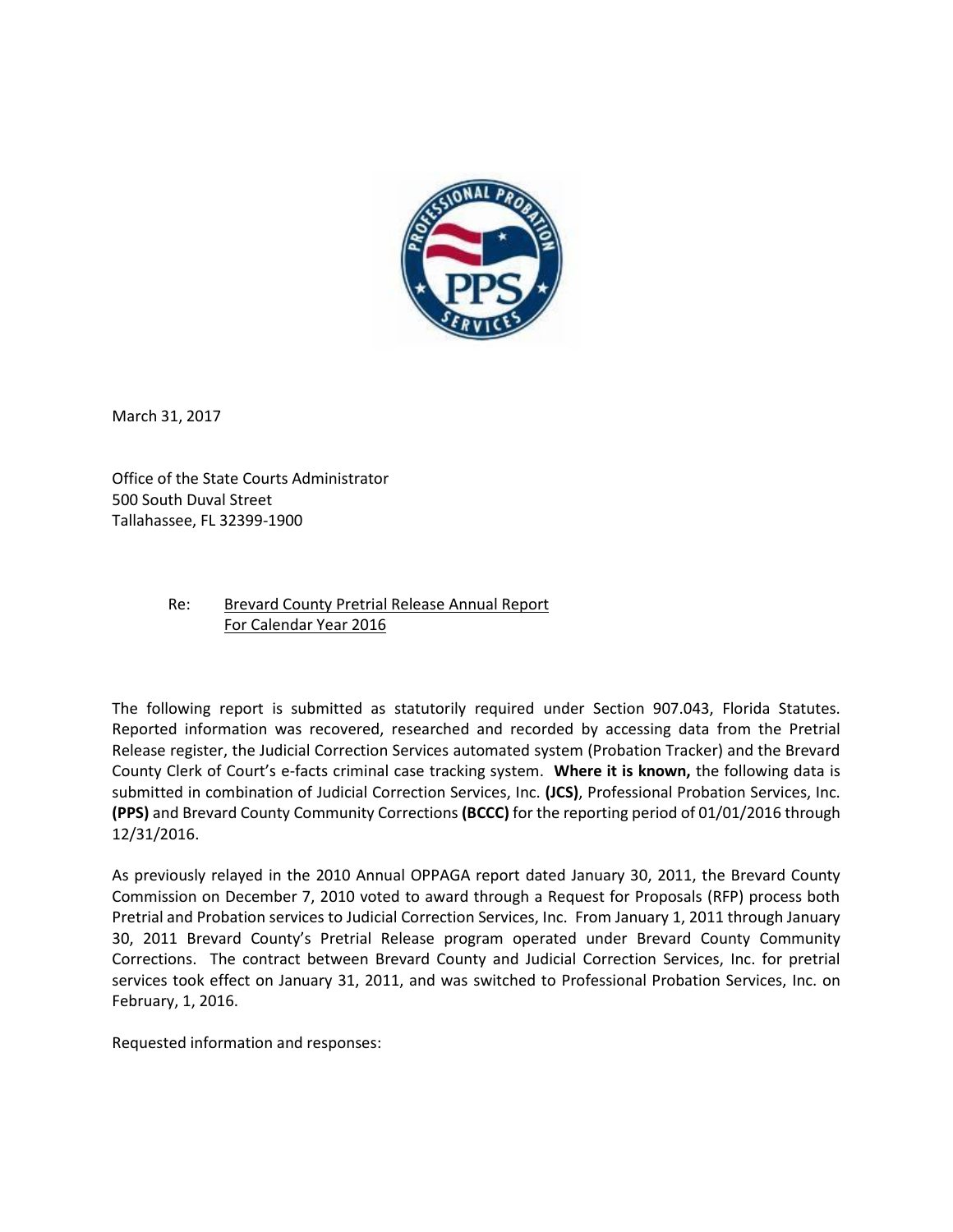March 31, 2017

Office of the State Courts Administrator
500 South Duval Street
Tallahassee, FL 32399-1900

Re: Brevard County Pretrial Release Annual Report
For Calendar Year 2016

The following report is submitted as statutorily required under Section 907.043, Florida Statutes. Reported information was recovered, researched and recorded by accessing data from the Pretrial Release register, the Judicial Correction Services automated system (Probation Tracker) and the Brevard County Clerk of Court's e-facts criminal case tracking system. **Where it is known,** the following data is submitted in combination of Judicial Correction Services, Inc. **(JCS)**, Professional Probation Services, Inc. **(PPS)** and Brevard County Community Corrections **(BCCC)** for the reporting period of 01/01/2016 through 12/31/2016.

As previously relayed in the 2010 Annual OPPAGA report dated January 30, 2011, the Brevard County Commission on December 7, 2010 voted to award through a Request for Proposals (RFP) process both Pretrial and Probation services to Judicial Correction Services, Inc. From January 1, 2011 through January 30, 2011 Brevard County's Pretrial Release program operated under Brevard County Community Corrections. The contract between Brevard County and Judicial Correction Services, Inc. for pretrial services took effect on January 31, 2011, and was switched to Professional Probation Services, Inc. on February, 1, 2016.

Requested information and responses: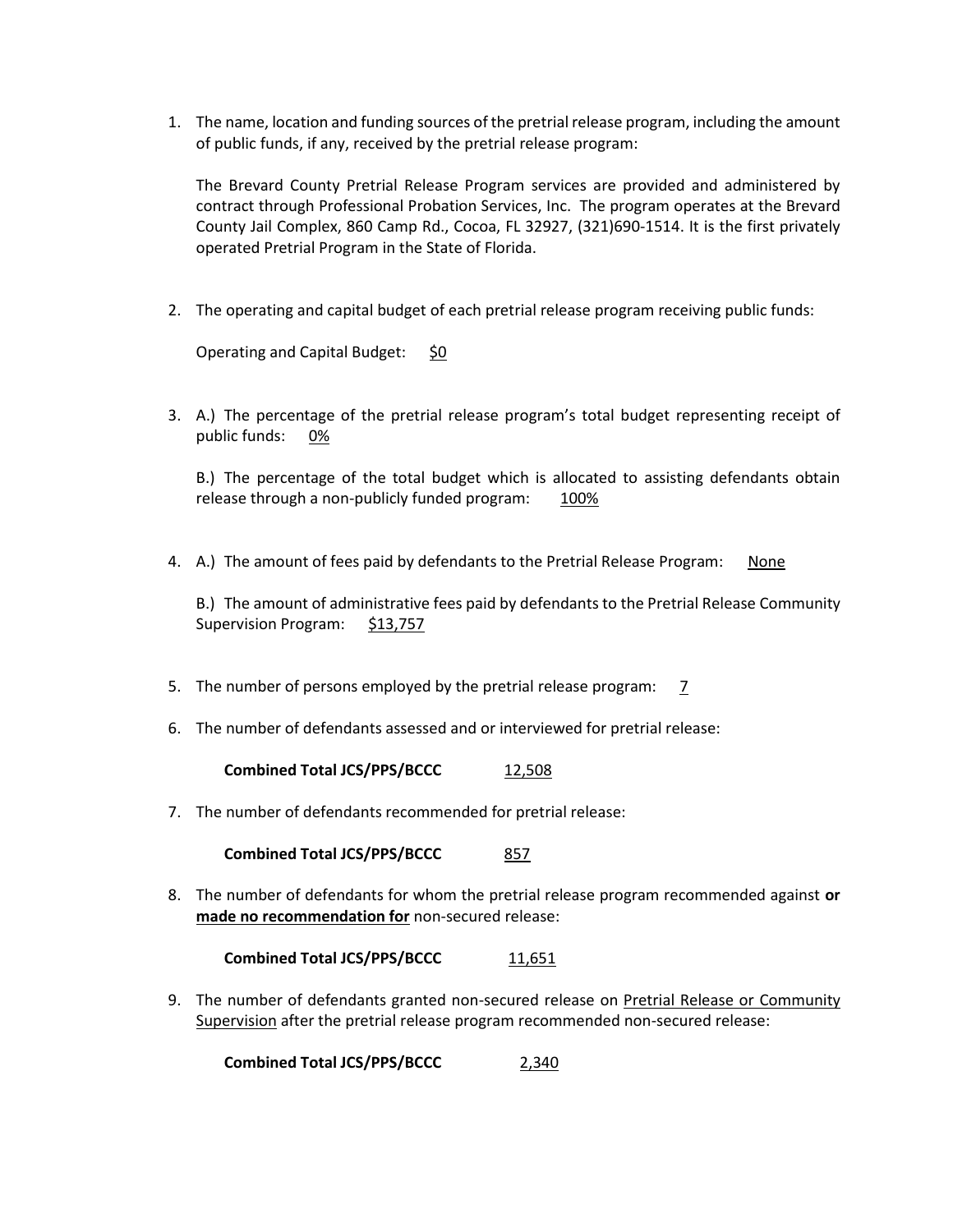1. The name, location and funding sources of the pretrial release program, including the amount of public funds, if any, received by the pretrial release program:

   The Brevard County Pretrial Release Program services are provided and administered by contract through Professional Probation Services, Inc. The program operates at the Brevard County Jail Complex, 860 Camp Rd., Cocoa, FL 32927, (321)690-1514. It is the first privately operated Pretrial Program in the State of Florida.

2. The operating and capital budget of each pretrial release program receiving public funds:

   Operating and Capital Budget: <u>$0</u>

3. A.) The percentage of the pretrial release program's total budget representing receipt of public funds: <u>0%</u>

   B.) The percentage of the total budget which is allocated to assisting defendants obtain release through a non-publicly funded program: <u>100%</u>

4. A.) The amount of fees paid by defendants to the Pretrial Release Program: <u>None</u>

   B.) The amount of administrative fees paid by defendants to the Pretrial Release Community Supervision Program: <u>$13,757</u>

5. The number of persons employed by the pretrial release program: <u>7</u>

6. The number of defendants assessed and or interviewed for pretrial release:

   **Combined Total JCS/PPS/BCCC** <u>12,508</u>

7. The number of defendants recommended for pretrial release:

   **Combined Total JCS/PPS/BCCC** <u>857</u>

8. The number of defendants for whom the pretrial release program recommended against **<u>or made no recommendation for</u>** non-secured release:

   **Combined Total JCS/PPS/BCCC** <u>11,651</u>

9. The number of defendants granted non-secured release on <u>Pretrial Release or Community Supervision</u> after the pretrial release program recommended non-secured release:

   **Combined Total JCS/PPS/BCCC** <u>2,340</u>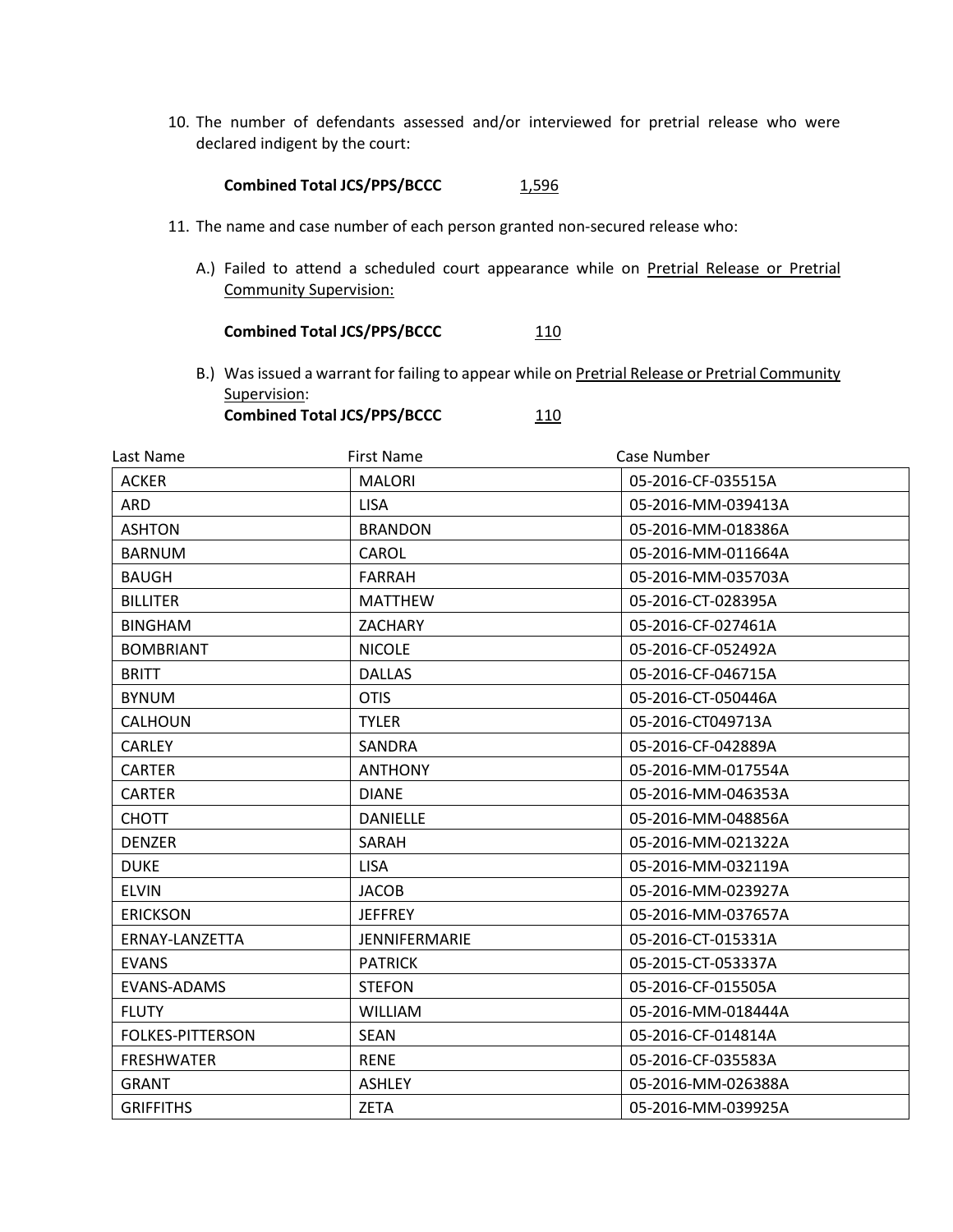10. The number of defendants assessed and/or interviewed for pretrial release who were declared indigent by the court:

    **Combined Total JCS/PPS/BCCC** 1,596

11. The name and case number of each person granted non-secured release who:

    A.) Failed to attend a scheduled court appearance while on Pretrial Release or Pretrial Community Supervision:

    **Combined Total JCS/PPS/BCCC** 110

    B.) Was issued a warrant for failing to appear while on Pretrial Release or Pretrial Community Supervision:

    **Combined Total JCS/PPS/BCCC** 110

| Last Name | First Name | Case Number |
|---|---|---|
| ACKER | MALORI | 05-2016-CF-035515A |
| ARD | LISA | 05-2016-MM-039413A |
| ASHTON | BRANDON | 05-2016-MM-018386A |
| BARNUM | CAROL | 05-2016-MM-011664A |
| BAUGH | FARRAH | 05-2016-MM-035703A |
| BILLITER | MATTHEW | 05-2016-CT-028395A |
| BINGHAM | ZACHARY | 05-2016-CF-027461A |
| BOMBRIANT | NICOLE | 05-2016-CF-052492A |
| BRITT | DALLAS | 05-2016-CF-046715A |
| BYNUM | OTIS | 05-2016-CT-050446A |
| CALHOUN | TYLER | 05-2016-CT049713A |
| CARLEY | SANDRA | 05-2016-CF-042889A |
| CARTER | ANTHONY | 05-2016-MM-017554A |
| CARTER | DIANE | 05-2016-MM-046353A |
| CHOTT | DANIELLE | 05-2016-MM-048856A |
| DENZER | SARAH | 05-2016-MM-021322A |
| DUKE | LISA | 05-2016-MM-032119A |
| ELVIN | JACOB | 05-2016-MM-023927A |
| ERICKSON | JEFFREY | 05-2016-MM-037657A |
| ERNAY-LANZETTA | JENNIFERMARIE | 05-2016-CT-015331A |
| EVANS | PATRICK | 05-2015-CT-053337A |
| EVANS-ADAMS | STEFON | 05-2016-CF-015505A |
| FLUTY | WILLIAM | 05-2016-MM-018444A |
| FOLKES-PITTERSON | SEAN | 05-2016-CF-014814A |
| FRESHWATER | RENE | 05-2016-CF-035583A |
| GRANT | ASHLEY | 05-2016-MM-026388A |
| GRIFFITHS | ZETA | 05-2016-MM-039925A |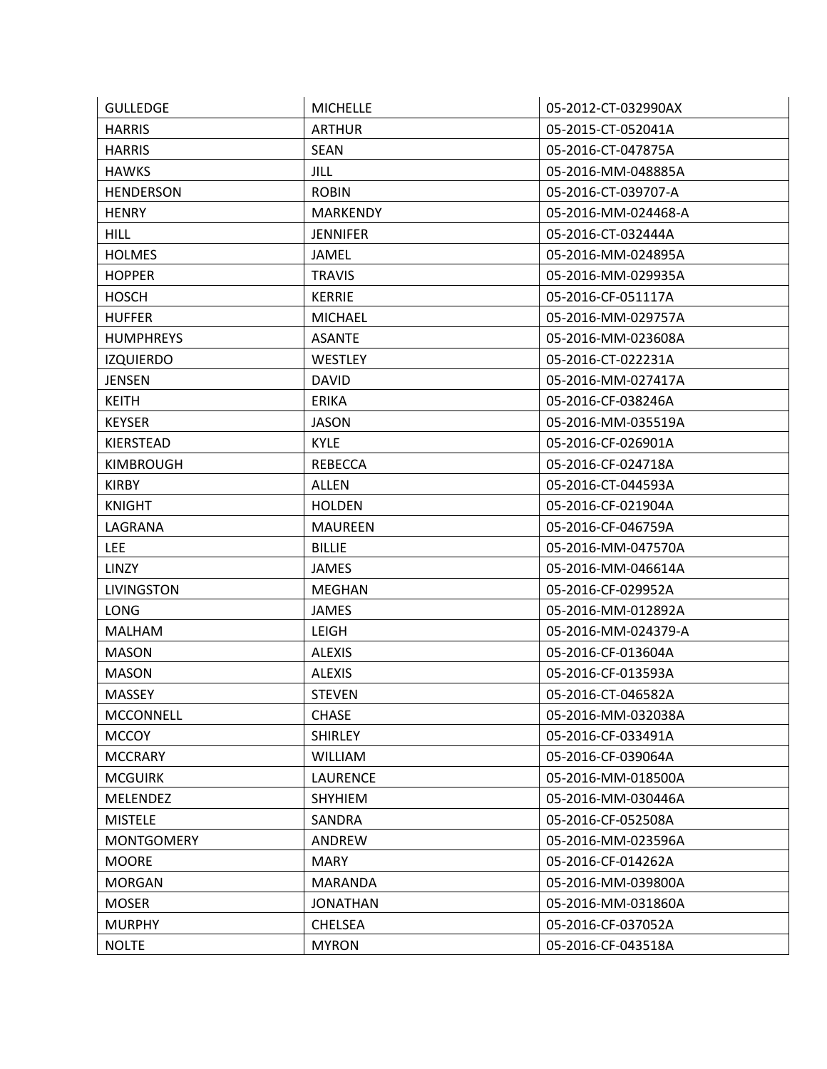| GULLEDGE | MICHELLE | 05-2012-CT-032990AX |
|---|---|---|
| HARRIS | ARTHUR | 05-2015-CT-052041A |
| HARRIS | SEAN | 05-2016-CT-047875A |
| HAWKS | JILL | 05-2016-MM-048885A |
| HENDERSON | ROBIN | 05-2016-CT-039707-A |
| HENRY | MARKENDY | 05-2016-MM-024468-A |
| HILL | JENNIFER | 05-2016-CT-032444A |
| HOLMES | JAMEL | 05-2016-MM-024895A |
| HOPPER | TRAVIS | 05-2016-MM-029935A |
| HOSCH | KERRIE | 05-2016-CF-051117A |
| HUFFER | MICHAEL | 05-2016-MM-029757A |
| HUMPHREYS | ASANTE | 05-2016-MM-023608A |
| IZQUIERDO | WESTLEY | 05-2016-CT-022231A |
| JENSEN | DAVID | 05-2016-MM-027417A |
| KEITH | ERIKA | 05-2016-CF-038246A |
| KEYSER | JASON | 05-2016-MM-035519A |
| KIERSTEAD | KYLE | 05-2016-CF-026901A |
| KIMBROUGH | REBECCA | 05-2016-CF-024718A |
| KIRBY | ALLEN | 05-2016-CT-044593A |
| KNIGHT | HOLDEN | 05-2016-CF-021904A |
| LAGRANA | MAUREEN | 05-2016-CF-046759A |
| LEE | BILLIE | 05-2016-MM-047570A |
| LINZY | JAMES | 05-2016-MM-046614A |
| LIVINGSTON | MEGHAN | 05-2016-CF-029952A |
| LONG | JAMES | 05-2016-MM-012892A |
| MALHAM | LEIGH | 05-2016-MM-024379-A |
| MASON | ALEXIS | 05-2016-CF-013604A |
| MASON | ALEXIS | 05-2016-CF-013593A |
| MASSEY | STEVEN | 05-2016-CT-046582A |
| MCCONNELL | CHASE | 05-2016-MM-032038A |
| MCCOY | SHIRLEY | 05-2016-CF-033491A |
| MCCRARY | WILLIAM | 05-2016-CF-039064A |
| MCGUIRK | LAURENCE | 05-2016-MM-018500A |
| MELENDEZ | SHYHIEM | 05-2016-MM-030446A |
| MISTELE | SANDRA | 05-2016-CF-052508A |
| MONTGOMERY | ANDREW | 05-2016-MM-023596A |
| MOORE | MARY | 05-2016-CF-014262A |
| MORGAN | MARANDA | 05-2016-MM-039800A |
| MOSER | JONATHAN | 05-2016-MM-031860A |
| MURPHY | CHELSEA | 05-2016-CF-037052A |
| NOLTE | MYRON | 05-2016-CF-043518A |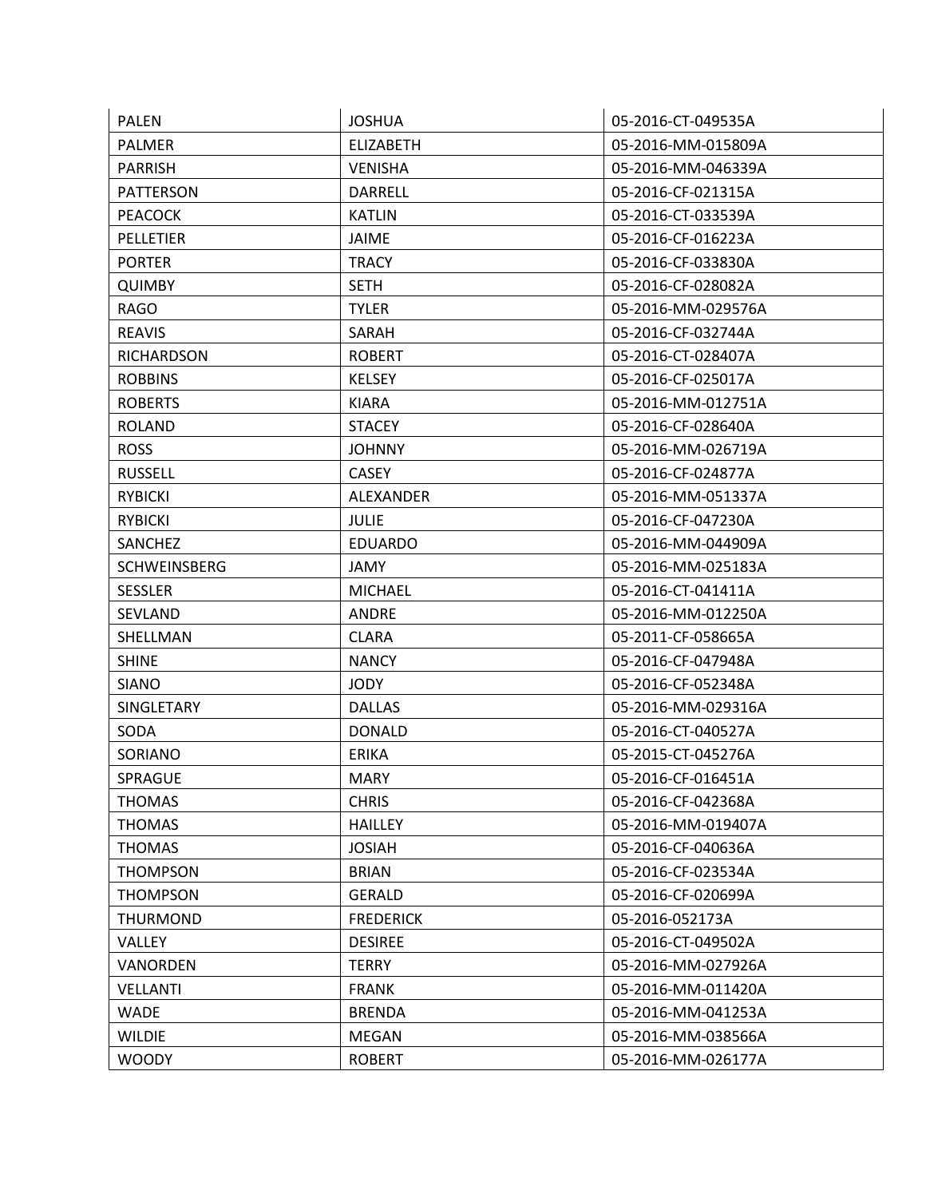| PALEN | JOSHUA | 05-2016-CT-049535A |
|---|---|---|
| PALMER | ELIZABETH | 05-2016-MM-015809A |
| PARRISH | VENISHA | 05-2016-MM-046339A |
| PATTERSON | DARRELL | 05-2016-CF-021315A |
| PEACOCK | KATLIN | 05-2016-CT-033539A |
| PELLETIER | JAIME | 05-2016-CF-016223A |
| PORTER | TRACY | 05-2016-CF-033830A |
| QUIMBY | SETH | 05-2016-CF-028082A |
| RAGO | TYLER | 05-2016-MM-029576A |
| REAVIS | SARAH | 05-2016-CF-032744A |
| RICHARDSON | ROBERT | 05-2016-CT-028407A |
| ROBBINS | KELSEY | 05-2016-CF-025017A |
| ROBERTS | KIARA | 05-2016-MM-012751A |
| ROLAND | STACEY | 05-2016-CF-028640A |
| ROSS | JOHNNY | 05-2016-MM-026719A |
| RUSSELL | CASEY | 05-2016-CF-024877A |
| RYBICKI | ALEXANDER | 05-2016-MM-051337A |
| RYBICKI | JULIE | 05-2016-CF-047230A |
| SANCHEZ | EDUARDO | 05-2016-MM-044909A |
| SCHWEINSBERG | JAMY | 05-2016-MM-025183A |
| SESSLER | MICHAEL | 05-2016-CT-041411A |
| SEVLAND | ANDRE | 05-2016-MM-012250A |
| SHELLMAN | CLARA | 05-2011-CF-058665A |
| SHINE | NANCY | 05-2016-CF-047948A |
| SIANO | JODY | 05-2016-CF-052348A |
| SINGLETARY | DALLAS | 05-2016-MM-029316A |
| SODA | DONALD | 05-2016-CT-040527A |
| SORIANO | ERIKA | 05-2015-CT-045276A |
| SPRAGUE | MARY | 05-2016-CF-016451A |
| THOMAS | CHRIS | 05-2016-CF-042368A |
| THOMAS | HAILLEY | 05-2016-MM-019407A |
| THOMAS | JOSIAH | 05-2016-CF-040636A |
| THOMPSON | BRIAN | 05-2016-CF-023534A |
| THOMPSON | GERALD | 05-2016-CF-020699A |
| THURMOND | FREDERICK | 05-2016-052173A |
| VALLEY | DESIREE | 05-2016-CT-049502A |
| VANORDEN | TERRY | 05-2016-MM-027926A |
| VELLANTI | FRANK | 05-2016-MM-011420A |
| WADE | BRENDA | 05-2016-MM-041253A |
| WILDIE | MEGAN | 05-2016-MM-038566A |
| WOODY | ROBERT | 05-2016-MM-026177A |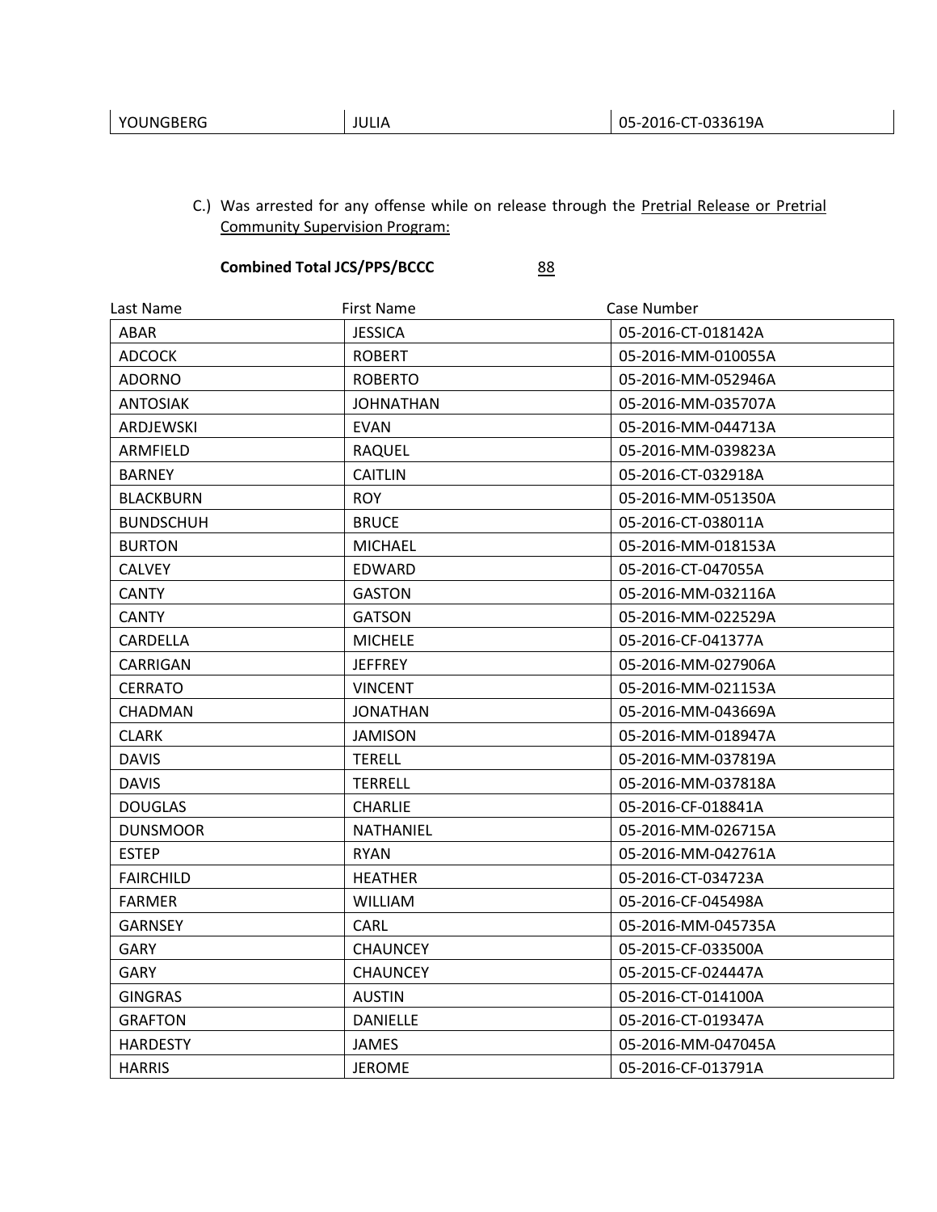| YOUNGBERG | JULIA | 05-2016-CT-033619A |
|---|---|---|

C.) Was arrested for any offense while on release through the Pretrial Release or Pretrial Community Supervision Program:

**Combined Total JCS/PPS/BCCC** 88

| Last Name | First Name | Case Number |
|---|---|---|
| ABAR | JESSICA | 05-2016-CT-018142A |
| ADCOCK | ROBERT | 05-2016-MM-010055A |
| ADORNO | ROBERTO | 05-2016-MM-052946A |
| ANTOSIAK | JOHNATHAN | 05-2016-MM-035707A |
| ARDJEWSKI | EVAN | 05-2016-MM-044713A |
| ARMFIELD | RAQUEL | 05-2016-MM-039823A |
| BARNEY | CAITLIN | 05-2016-CT-032918A |
| BLACKBURN | ROY | 05-2016-MM-051350A |
| BUNDSCHUH | BRUCE | 05-2016-CT-038011A |
| BURTON | MICHAEL | 05-2016-MM-018153A |
| CALVEY | EDWARD | 05-2016-CT-047055A |
| CANTY | GASTON | 05-2016-MM-032116A |
| CANTY | GATSON | 05-2016-MM-022529A |
| CARDELLA | MICHELE | 05-2016-CF-041377A |
| CARRIGAN | JEFFREY | 05-2016-MM-027906A |
| CERRATO | VINCENT | 05-2016-MM-021153A |
| CHADMAN | JONATHAN | 05-2016-MM-043669A |
| CLARK | JAMISON | 05-2016-MM-018947A |
| DAVIS | TERELL | 05-2016-MM-037819A |
| DAVIS | TERRELL | 05-2016-MM-037818A |
| DOUGLAS | CHARLIE | 05-2016-CF-018841A |
| DUNSMOOR | NATHANIEL | 05-2016-MM-026715A |
| ESTEP | RYAN | 05-2016-MM-042761A |
| FAIRCHILD | HEATHER | 05-2016-CT-034723A |
| FARMER | WILLIAM | 05-2016-CF-045498A |
| GARNSEY | CARL | 05-2016-MM-045735A |
| GARY | CHAUNCEY | 05-2015-CF-033500A |
| GARY | CHAUNCEY | 05-2015-CF-024447A |
| GINGRAS | AUSTIN | 05-2016-CT-014100A |
| GRAFTON | DANIELLE | 05-2016-CT-019347A |
| HARDESTY | JAMES | 05-2016-MM-047045A |
| HARRIS | JEROME | 05-2016-CF-013791A |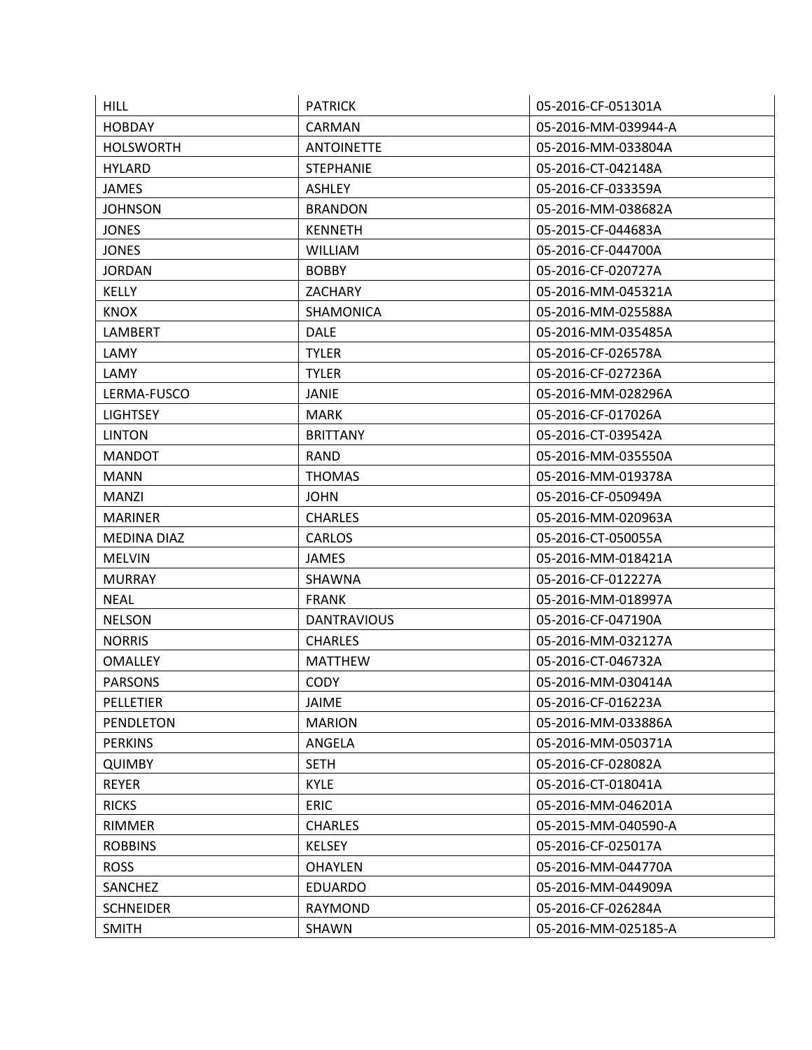| HILL | PATRICK | 05-2016-CF-051301A |
|---|---|---|
| HOBDAY | CARMAN | 05-2016-MM-039944-A |
| HOLSWORTH | ANTOINETTE | 05-2016-MM-033804A |
| HYLARD | STEPHANIE | 05-2016-CT-042148A |
| JAMES | ASHLEY | 05-2016-CF-033359A |
| JOHNSON | BRANDON | 05-2016-MM-038682A |
| JONES | KENNETH | 05-2015-CF-044683A |
| JONES | WILLIAM | 05-2016-CF-044700A |
| JORDAN | BOBBY | 05-2016-CF-020727A |
| KELLY | ZACHARY | 05-2016-MM-045321A |
| KNOX | SHAMONICA | 05-2016-MM-025588A |
| LAMBERT | DALE | 05-2016-MM-035485A |
| LAMY | TYLER | 05-2016-CF-026578A |
| LAMY | TYLER | 05-2016-CF-027236A |
| LERMA-FUSCO | JANIE | 05-2016-MM-028296A |
| LIGHTSEY | MARK | 05-2016-CF-017026A |
| LINTON | BRITTANY | 05-2016-CT-039542A |
| MANDOT | RAND | 05-2016-MM-035550A |
| MANN | THOMAS | 05-2016-MM-019378A |
| MANZI | JOHN | 05-2016-CF-050949A |
| MARINER | CHARLES | 05-2016-MM-020963A |
| MEDINA DIAZ | CARLOS | 05-2016-CT-050055A |
| MELVIN | JAMES | 05-2016-MM-018421A |
| MURRAY | SHAWNA | 05-2016-CF-012227A |
| NEAL | FRANK | 05-2016-MM-018997A |
| NELSON | DANTRAVIOUS | 05-2016-CF-047190A |
| NORRIS | CHARLES | 05-2016-MM-032127A |
| OMALLEY | MATTHEW | 05-2016-CT-046732A |
| PARSONS | CODY | 05-2016-MM-030414A |
| PELLETIER | JAIME | 05-2016-CF-016223A |
| PENDLETON | MARION | 05-2016-MM-033886A |
| PERKINS | ANGELA | 05-2016-MM-050371A |
| QUIMBY | SETH | 05-2016-CF-028082A |
| REYER | KYLE | 05-2016-CT-018041A |
| RICKS | ERIC | 05-2016-MM-046201A |
| RIMMER | CHARLES | 05-2015-MM-040590-A |
| ROBBINS | KELSEY | 05-2016-CF-025017A |
| ROSS | OHAYLEN | 05-2016-MM-044770A |
| SANCHEZ | EDUARDO | 05-2016-MM-044909A |
| SCHNEIDER | RAYMOND | 05-2016-CF-026284A |
| SMITH | SHAWN | 05-2016-MM-025185-A |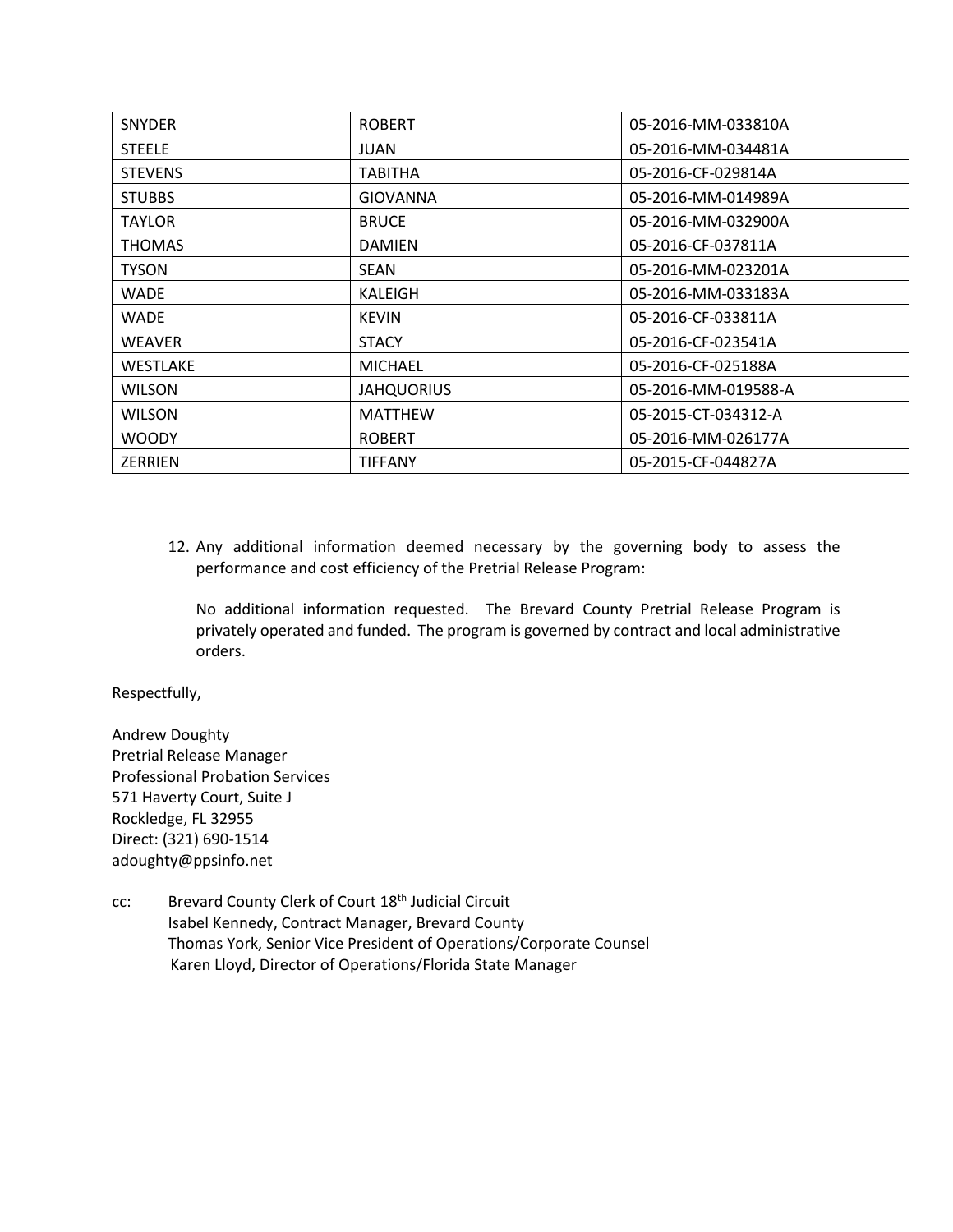| | | |
|---|---|---|
| SNYDER | ROBERT | 05-2016-MM-033810A |
| STEELE | JUAN | 05-2016-MM-034481A |
| STEVENS | TABITHA | 05-2016-CF-029814A |
| STUBBS | GIOVANNA | 05-2016-MM-014989A |
| TAYLOR | BRUCE | 05-2016-MM-032900A |
| THOMAS | DAMIEN | 05-2016-CF-037811A |
| TYSON | SEAN | 05-2016-MM-023201A |
| WADE | KALEIGH | 05-2016-MM-033183A |
| WADE | KEVIN | 05-2016-CF-033811A |
| WEAVER | STACY | 05-2016-CF-023541A |
| WESTLAKE | MICHAEL | 05-2016-CF-025188A |
| WILSON | JAHQUORIUS | 05-2016-MM-019588-A |
| WILSON | MATTHEW | 05-2015-CT-034312-A |
| WOODY | ROBERT | 05-2016-MM-026177A |
| ZERRIEN | TIFFANY | 05-2015-CF-044827A |

12. Any additional information deemed necessary by the governing body to assess the performance and cost efficiency of the Pretrial Release Program:

    No additional information requested. The Brevard County Pretrial Release Program is privately operated and funded. The program is governed by contract and local administrative orders.

Respectfully,

Andrew Doughty
Pretrial Release Manager
Professional Probation Services
571 Haverty Court, Suite J
Rockledge, FL 32955
Direct: (321) 690-1514
adoughty@ppsinfo.net

cc: Brevard County Clerk of Court 18th Judicial Circuit
Isabel Kennedy, Contract Manager, Brevard County
Thomas York, Senior Vice President of Operations/Corporate Counsel
Karen Lloyd, Director of Operations/Florida State Manager